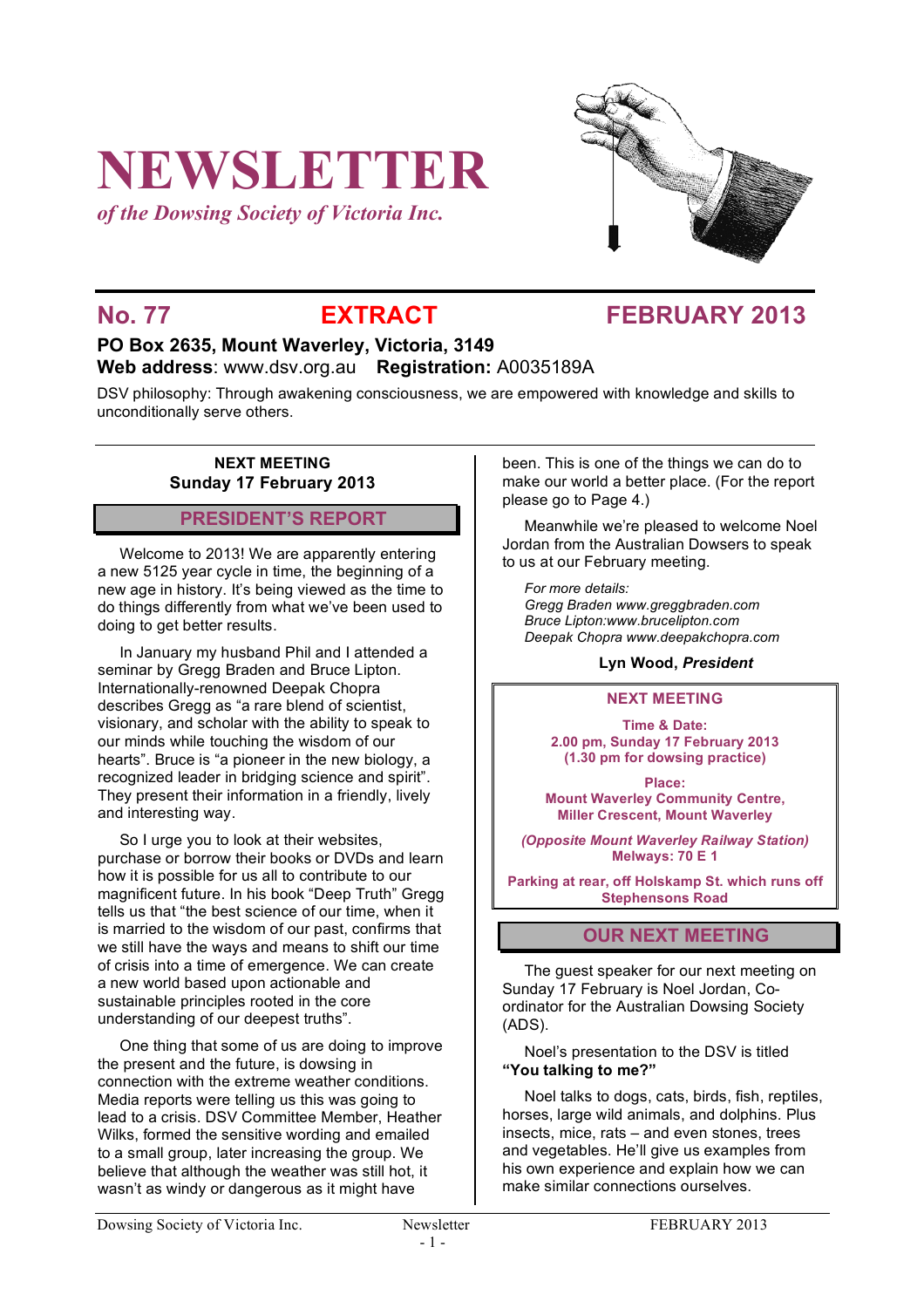# NEWSLETTER

*of the Dowsing Society of Victoria Inc.*

**No. 77 EXTRACT FEBRUARY 2013**

**PO Box 2635, Mount Waverley, Victoria, 3149**
**Web address**: www.dsv.org.au **Registration:** A0035189A

DSV philosophy: Through awakening consciousness, we are empowered with knowledge and skills to unconditionally serve others.

**NEXT MEETING**
**Sunday 17 February 2013**

## PRESIDENT'S REPORT

Welcome to 2013! We are apparently entering a new 5125 year cycle in time, the beginning of a new age in history. It's being viewed as the time to do things differently from what we've been used to doing to get better results.

In January my husband Phil and I attended a seminar by Gregg Braden and Bruce Lipton. Internationally-renowned Deepak Chopra describes Gregg as "a rare blend of scientist, visionary, and scholar with the ability to speak to our minds while touching the wisdom of our hearts". Bruce is "a pioneer in the new biology, a recognized leader in bridging science and spirit". They present their information in a friendly, lively and interesting way.

So I urge you to look at their websites, purchase or borrow their books or DVDs and learn how it is possible for us all to contribute to our magnificent future. In his book "Deep Truth" Gregg tells us that "the best science of our time, when it is married to the wisdom of our past, confirms that we still have the ways and means to shift our time of crisis into a time of emergence. We can create a new world based upon actionable and sustainable principles rooted in the core understanding of our deepest truths".

One thing that some of us are doing to improve the present and the future, is dowsing in connection with the extreme weather conditions. Media reports were telling us this was going to lead to a crisis. DSV Committee Member, Heather Wilks, formed the sensitive wording and emailed to a small group, later increasing the group. We believe that although the weather was still hot, it wasn't as windy or dangerous as it might have been. This is one of the things we can do to make our world a better place. (For the report please go to Page 4.)

Meanwhile we're pleased to welcome Noel Jordan from the Australian Dowsers to speak to us at our February meeting.

*For more details:*
*Gregg Braden www.greggbraden.com*
*Bruce Lipton:www.brucelipton.com*
*Deepak Chopra www.deepakchopra.com*

**Lyn Wood, *President***

**NEXT MEETING**

**Time & Date:**
**2.00 pm, Sunday 17 February 2013**
**(1.30 pm for dowsing practice)**

**Place:**
**Mount Waverley Community Centre, Miller Crescent, Mount Waverley**

***(Opposite Mount Waverley Railway Station)***
**Melways: 70 E 1**

**Parking at rear, off Holskamp St. which runs off Stephensons Road**

## OUR NEXT MEETING

The guest speaker for our next meeting on Sunday 17 February is Noel Jordan, Co-ordinator for the Australian Dowsing Society (ADS).

Noel's presentation to the DSV is titled **"You talking to me?"**

Noel talks to dogs, cats, birds, fish, reptiles, horses, large wild animals, and dolphins. Plus insects, mice, rats – and even stones, trees and vegetables. He'll give us examples from his own experience and explain how we can make similar connections ourselves.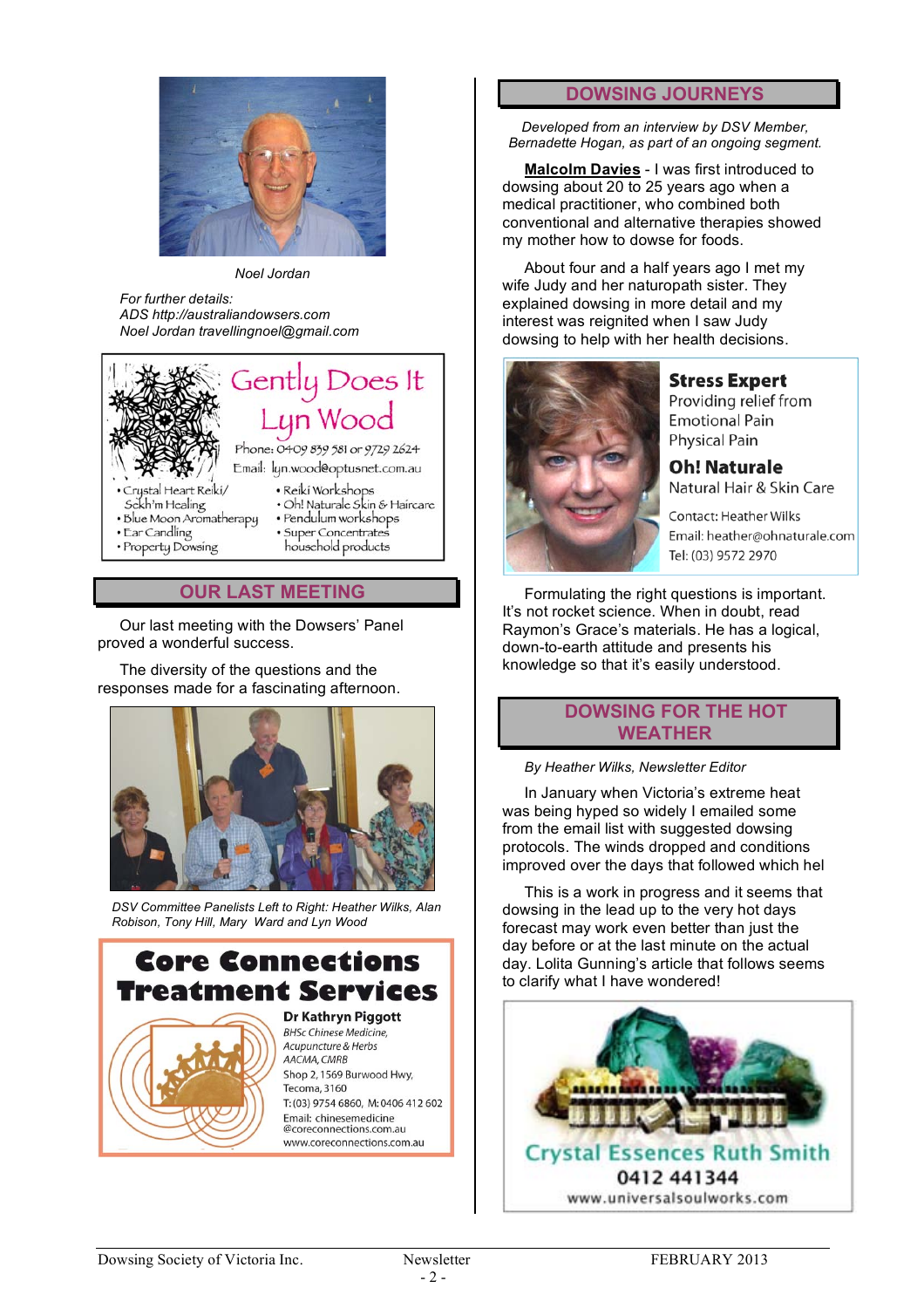Noel Jordan

*For further details:*
*ADS http://australiandowsers.com*
*Noel Jordan travellingnoel@gmail.com*

Gently Does It
Lyn Wood
Phone: 0409 859 581 or 9729 2624
Email: lyn.wood@optusnet.com.au

- Crystal Heart Reiki/ Sekh'm Healing
- Blue Moon Aromatherapy
- Ear Candling
- Property Dowsing
- Reiki Workshops
- Oh! Naturale Skin & Haircare
- Pendulum workshops
- Super Concentrates household products

## OUR LAST MEETING

Our last meeting with the Dowsers' Panel proved a wonderful success.

The diversity of the questions and the responses made for a fascinating afternoon.

*DSV Committee Panelists Left to Right: Heather Wilks, Alan Robison, Tony Hill, Mary Ward and Lyn Wood*

**Core Connections Treatment Services**

**Dr Kathryn Piggott**
*BHSc Chinese Medicine, Acupuncture & Herbs*
*AACMA, CMRB*
Shop 2, 1569 Burwood Hwy, Tecoma, 3160
T:(03) 9754 6860, M:0406 412 602
Email: chinesemedicine@coreconnections.com.au
www.coreconnections.com.au

## DOWSING JOURNEYS

*Developed from an interview by DSV Member, Bernadette Hogan, as part of an ongoing segment.*

**Malcolm Davies** - I was first introduced to dowsing about 20 to 25 years ago when a medical practitioner, who combined both conventional and alternative therapies showed my mother how to dowse for foods.

About four and a half years ago I met my wife Judy and her naturopath sister. They explained dowsing in more detail and my interest was reignited when I saw Judy dowsing to help with her health decisions.

**Stress Expert**
Providing relief from
Emotional Pain
Physical Pain

**Oh! Naturale**
Natural Hair & Skin Care

Contact: Heather Wilks
Email: heather@ohnaturale.com
Tel: (03) 9572 2970

Formulating the right questions is important. It's not rocket science. When in doubt, read Raymon's Grace's materials. He has a logical, down-to-earth attitude and presents his knowledge so that it's easily understood.

## DOWSING FOR THE HOT WEATHER

*By Heather Wilks, Newsletter Editor*

In January when Victoria's extreme heat was being hyped so widely I emailed some from the email list with suggested dowsing protocols. The winds dropped and conditions improved over the days that followed which hel

This is a work in progress and it seems that dowsing in the lead up to the very hot days forecast may work even better than just the day before or at the last minute on the actual day. Lolita Gunning's article that follows seems to clarify what I have wondered!

Crystal Essences Ruth Smith
0412 441344
www.universalsoulworks.com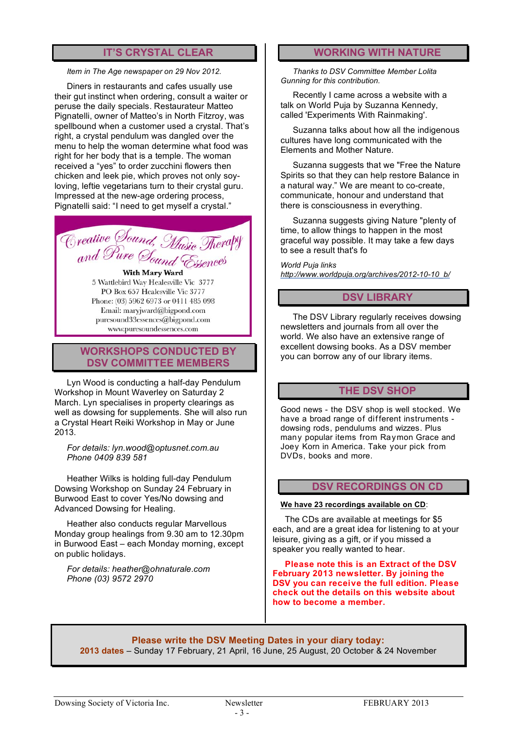## IT'S CRYSTAL CLEAR

*Item in The Age newspaper on 29 Nov 2012.*

Diners in restaurants and cafes usually use their gut instinct when ordering, consult a waiter or peruse the daily specials. Restaurateur Matteo Pignatelli, owner of Matteo's in North Fitzroy, was spellbound when a customer used a crystal. That's right, a crystal pendulum was dangled over the menu to help the woman determine what food was right for her body that is a temple. The woman received a "yes" to order zucchini flowers then chicken and leek pie, which proves not only soy-loving, leftie vegetarians turn to their crystal guru. Impressed at the new-age ordering process, Pignatelli said: "I need to get myself a crystal."

**Creative Sound, Music Therapy and Pure Sound Essences**

**With Mary Ward**

5 Wattlebird Way Healesville Vic 3777
PO Box 657 Healesville Vic 3777
Phone: (03) 5962 6973 or 0411 485 098
Email: maryjward@bigpond.com
puresound33essences@bigpond.com
www.puresoundessences.com

## WORKSHOPS CONDUCTED BY DSV COMMITTEE MEMBERS

Lyn Wood is conducting a half-day Pendulum Workshop in Mount Waverley on Saturday 2 March. Lyn specialises in property clearings as well as dowsing for supplements. She will also run a Crystal Heart Reiki Workshop in May or June 2013.

*For details: lyn.wood@optusnet.com.au*
*Phone 0409 839 581*

Heather Wilks is holding full-day Pendulum Dowsing Workshop on Sunday 24 February in Burwood East to cover Yes/No dowsing and Advanced Dowsing for Healing.

Heather also conducts regular Marvellous Monday group healings from 9.30 am to 12.30pm in Burwood East – each Monday morning, except on public holidays.

*For details: heather@ohnaturale.com*
*Phone (03) 9572 2970*

## WORKING WITH NATURE

*Thanks to DSV Committee Member Lolita Gunning for this contribution.*

Recently I came across a website with a talk on World Puja by Suzanna Kennedy, called 'Experiments With Rainmaking'.

Suzanna talks about how all the indigenous cultures have long communicated with the Elements and Mother Nature.

Suzanna suggests that we "Free the Nature Spirits so that they can help restore Balance in a natural way." We are meant to co-create, communicate, honour and understand that there is consciousness in everything.

Suzanna suggests giving Nature "plenty of time, to allow things to happen in the most graceful way possible. It may take a few days to see a result that's fo

*World Puja links*
*http://www.worldpuja.org/archives/2012-10-10_b/*

## DSV LIBRARY

The DSV Library regularly receives dowsing newsletters and journals from all over the world. We also have an extensive range of excellent dowsing books. As a DSV member you can borrow any of our library items.

## THE DSV SHOP

Good news - the DSV shop is well stocked. We have a broad range of different instruments - dowsing rods, pendulums and wizzes. Plus many popular items from Raymon Grace and Joey Korn in America. Take your pick from DVDs, books and more.

## DSV RECORDINGS ON CD

**We have 23 recordings available on CD**:

The CDs are available at meetings for $5 each, and are a great idea for listening to at your leisure, giving as a gift, or if you missed a speaker you really wanted to hear.

**Please note this is an Extract of the DSV February 2013 newsletter. By joining the DSV you can receive the full edition. Please check out the details on this website about how to become a member.**

**Please write the DSV Meeting Dates in your diary today:**
**2013 dates** – Sunday 17 February, 21 April, 16 June, 25 August, 20 October & 24 November